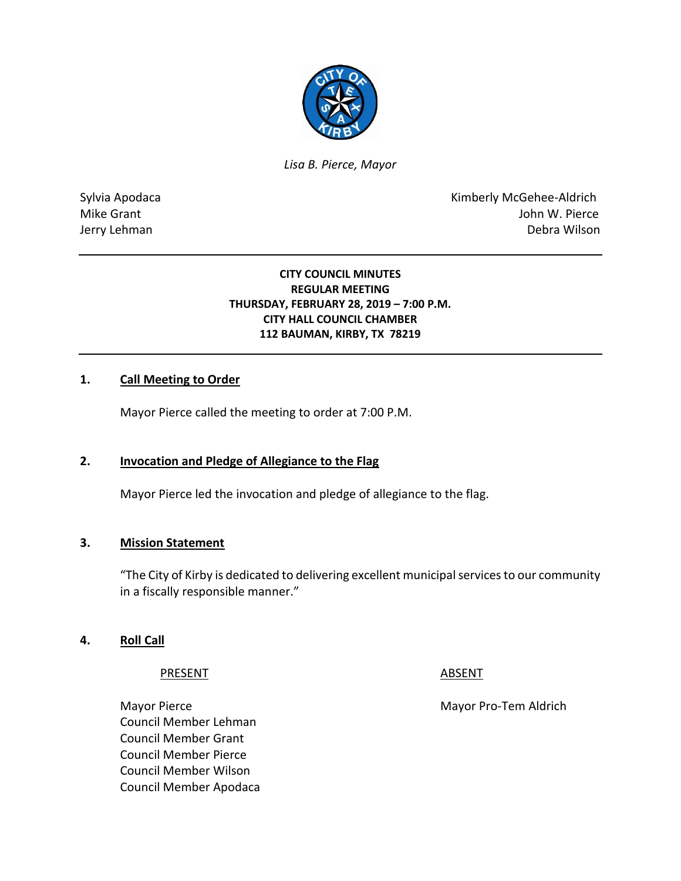*Lisa B. Pierce, Mayor*

Sylvia Apodaca
Mike Grant
Jerry Lehman

Kimberly McGehee-Aldrich
John W. Pierce
Debra Wilson

---

**CITY COUNCIL MINUTES**
**REGULAR MEETING**
**THURSDAY, FEBRUARY 28, 2019 – 7:00 P.M.**
**CITY HALL COUNCIL CHAMBER**
**112 BAUMAN, KIRBY, TX 78219**

---

## 1. Call Meeting to Order

Mayor Pierce called the meeting to order at 7:00 P.M.

## 2. Invocation and Pledge of Allegiance to the Flag

Mayor Pierce led the invocation and pledge of allegiance to the flag.

## 3. Mission Statement

"The City of Kirby is dedicated to delivering excellent municipal services to our community in a fiscally responsible manner."

## 4. Roll Call

| PRESENT | ABSENT |
|---|---|
| Mayor Pierce | Mayor Pro-Tem Aldrich |
| Council Member Lehman | |
| Council Member Grant | |
| Council Member Pierce | |
| Council Member Wilson | |
| Council Member Apodaca | |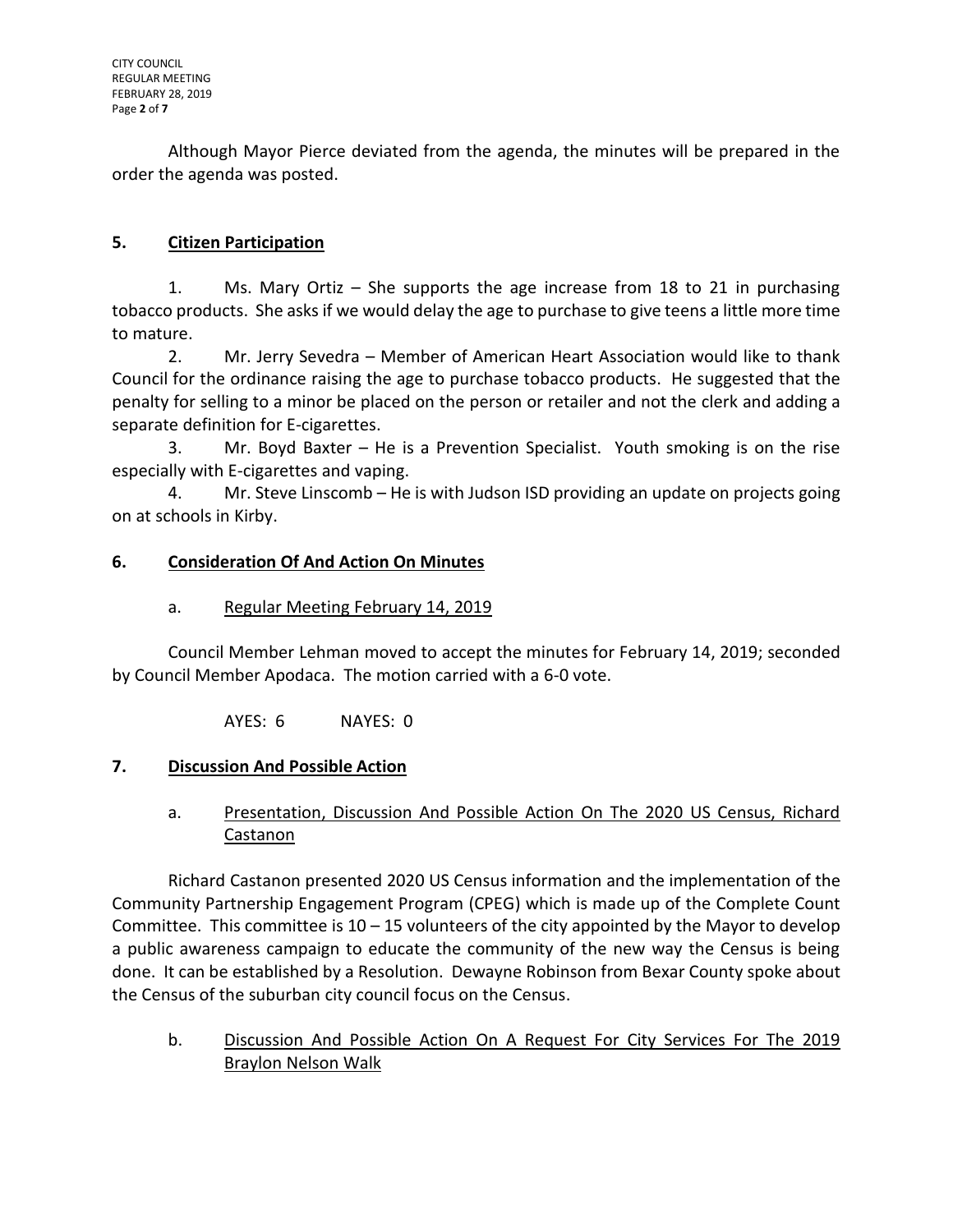Although Mayor Pierce deviated from the agenda, the minutes will be prepared in the order the agenda was posted.

## 5. Citizen Participation

1. Ms. Mary Ortiz – She supports the age increase from 18 to 21 in purchasing tobacco products. She asks if we would delay the age to purchase to give teens a little more time to mature.
2. Mr. Jerry Sevedra – Member of American Heart Association would like to thank Council for the ordinance raising the age to purchase tobacco products. He suggested that the penalty for selling to a minor be placed on the person or retailer and not the clerk and adding a separate definition for E-cigarettes.
3. Mr. Boyd Baxter – He is a Prevention Specialist. Youth smoking is on the rise especially with E-cigarettes and vaping.
4. Mr. Steve Linscomb – He is with Judson ISD providing an update on projects going on at schools in Kirby.

## 6. Consideration Of And Action On Minutes

a. Regular Meeting February 14, 2019

Council Member Lehman moved to accept the minutes for February 14, 2019; seconded by Council Member Apodaca. The motion carried with a 6-0 vote.

AYES: 6 NAYES: 0

## 7. Discussion And Possible Action

a. Presentation, Discussion And Possible Action On The 2020 US Census, Richard Castanon

Richard Castanon presented 2020 US Census information and the implementation of the Community Partnership Engagement Program (CPEG) which is made up of the Complete Count Committee. This committee is 10 – 15 volunteers of the city appointed by the Mayor to develop a public awareness campaign to educate the community of the new way the Census is being done. It can be established by a Resolution. Dewayne Robinson from Bexar County spoke about the Census of the suburban city council focus on the Census.

b. Discussion And Possible Action On A Request For City Services For The 2019 Braylon Nelson Walk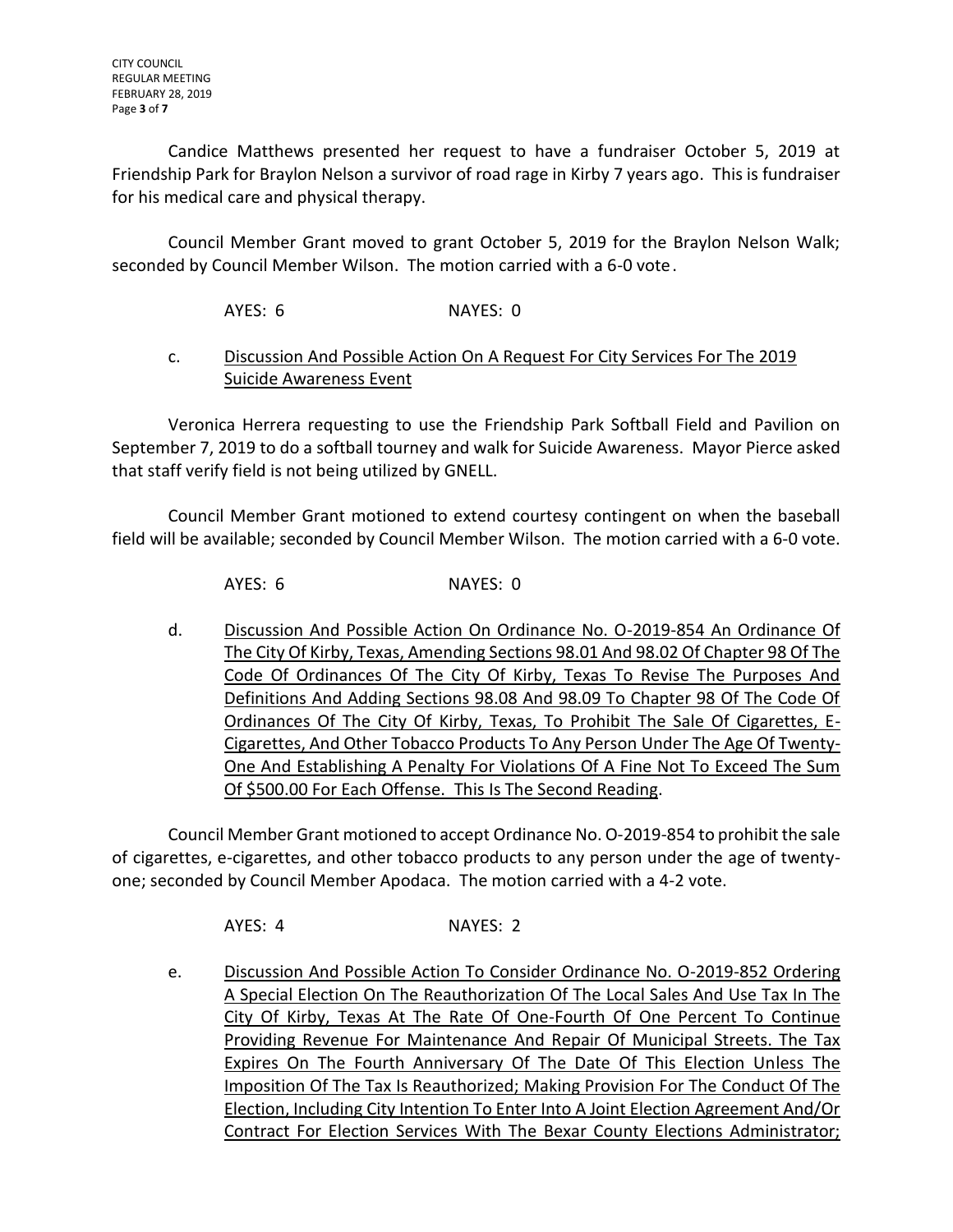Candice Matthews presented her request to have a fundraiser October 5, 2019 at Friendship Park for Braylon Nelson a survivor of road rage in Kirby 7 years ago. This is fundraiser for his medical care and physical therapy.

Council Member Grant moved to grant October 5, 2019 for the Braylon Nelson Walk; seconded by Council Member Wilson. The motion carried with a 6-0 vote.

AYES: 6 NAYES: 0

c. Discussion And Possible Action On A Request For City Services For The 2019 Suicide Awareness Event

Veronica Herrera requesting to use the Friendship Park Softball Field and Pavilion on September 7, 2019 to do a softball tourney and walk for Suicide Awareness. Mayor Pierce asked that staff verify field is not being utilized by GNELL.

Council Member Grant motioned to extend courtesy contingent on when the baseball field will be available; seconded by Council Member Wilson. The motion carried with a 6-0 vote.

AYES: 6 NAYES: 0

d. Discussion And Possible Action On Ordinance No. O-2019-854 An Ordinance Of The City Of Kirby, Texas, Amending Sections 98.01 And 98.02 Of Chapter 98 Of The Code Of Ordinances Of The City Of Kirby, Texas To Revise The Purposes And Definitions And Adding Sections 98.08 And 98.09 To Chapter 98 Of The Code Of Ordinances Of The City Of Kirby, Texas, To Prohibit The Sale Of Cigarettes, E-Cigarettes, And Other Tobacco Products To Any Person Under The Age Of Twenty-One And Establishing A Penalty For Violations Of A Fine Not To Exceed The Sum Of $500.00 For Each Offense. This Is The Second Reading.

Council Member Grant motioned to accept Ordinance No. O-2019-854 to prohibit the sale of cigarettes, e-cigarettes, and other tobacco products to any person under the age of twenty-one; seconded by Council Member Apodaca. The motion carried with a 4-2 vote.

AYES: 4 NAYES: 2

e. Discussion And Possible Action To Consider Ordinance No. O-2019-852 Ordering A Special Election On The Reauthorization Of The Local Sales And Use Tax In The City Of Kirby, Texas At The Rate Of One-Fourth Of One Percent To Continue Providing Revenue For Maintenance And Repair Of Municipal Streets. The Tax Expires On The Fourth Anniversary Of The Date Of This Election Unless The Imposition Of The Tax Is Reauthorized; Making Provision For The Conduct Of The Election, Including City Intention To Enter Into A Joint Election Agreement And/Or Contract For Election Services With The Bexar County Elections Administrator;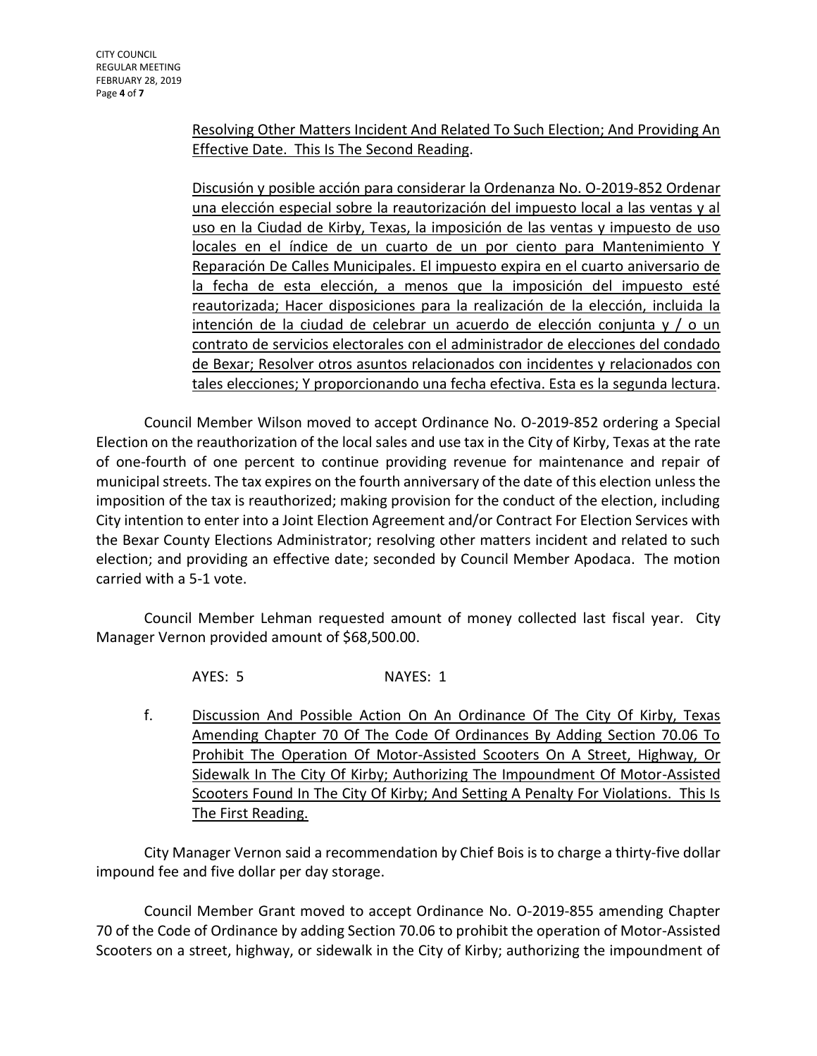Resolving Other Matters Incident And Related To Such Election; And Providing An Effective Date. This Is The Second Reading.

Discusión y posible acción para considerar la Ordenanza No. O-2019-852 Ordenar una elección especial sobre la reautorización del impuesto local a las ventas y al uso en la Ciudad de Kirby, Texas, la imposición de las ventas y impuesto de uso locales en el índice de un cuarto de un por ciento para Mantenimiento Y Reparación De Calles Municipales. El impuesto expira en el cuarto aniversario de la fecha de esta elección, a menos que la imposición del impuesto esté reautorizada; Hacer disposiciones para la realización de la elección, incluida la intención de la ciudad de celebrar un acuerdo de elección conjunta y / o un contrato de servicios electorales con el administrador de elecciones del condado de Bexar; Resolver otros asuntos relacionados con incidentes y relacionados con tales elecciones; Y proporcionando una fecha efectiva. Esta es la segunda lectura.

Council Member Wilson moved to accept Ordinance No. O-2019-852 ordering a Special Election on the reauthorization of the local sales and use tax in the City of Kirby, Texas at the rate of one-fourth of one percent to continue providing revenue for maintenance and repair of municipal streets. The tax expires on the fourth anniversary of the date of this election unless the imposition of the tax is reauthorized; making provision for the conduct of the election, including City intention to enter into a Joint Election Agreement and/or Contract For Election Services with the Bexar County Elections Administrator; resolving other matters incident and related to such election; and providing an effective date; seconded by Council Member Apodaca. The motion carried with a 5-1 vote.

Council Member Lehman requested amount of money collected last fiscal year. City Manager Vernon provided amount of $68,500.00.

AYES: 5 NAYES: 1

f. Discussion And Possible Action On An Ordinance Of The City Of Kirby, Texas Amending Chapter 70 Of The Code Of Ordinances By Adding Section 70.06 To Prohibit The Operation Of Motor-Assisted Scooters On A Street, Highway, Or Sidewalk In The City Of Kirby; Authorizing The Impoundment Of Motor-Assisted Scooters Found In The City Of Kirby; And Setting A Penalty For Violations. This Is The First Reading.

City Manager Vernon said a recommendation by Chief Bois is to charge a thirty-five dollar impound fee and five dollar per day storage.

Council Member Grant moved to accept Ordinance No. O-2019-855 amending Chapter 70 of the Code of Ordinance by adding Section 70.06 to prohibit the operation of Motor-Assisted Scooters on a street, highway, or sidewalk in the City of Kirby; authorizing the impoundment of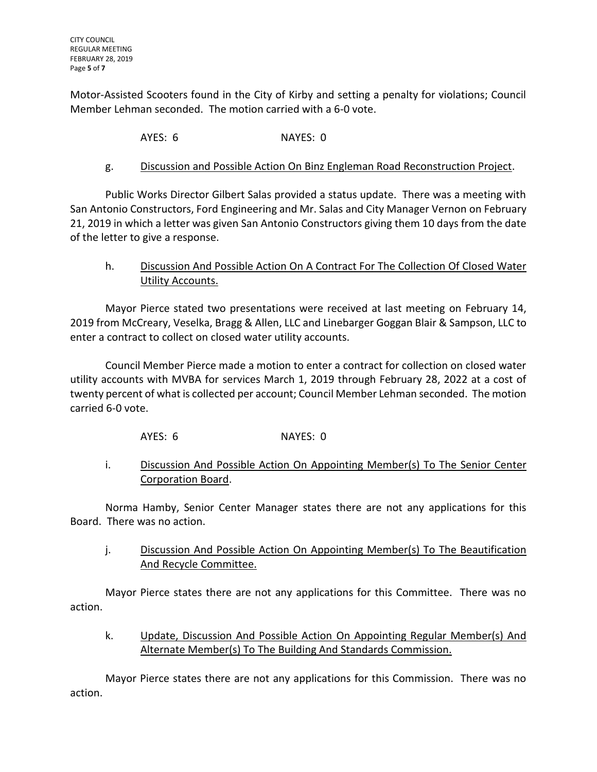Motor-Assisted Scooters found in the City of Kirby and setting a penalty for violations; Council Member Lehman seconded. The motion carried with a 6-0 vote.

AYES: 6 NAYES: 0

g. <u>Discussion and Possible Action On Binz Engleman Road Reconstruction Project</u>.

Public Works Director Gilbert Salas provided a status update. There was a meeting with San Antonio Constructors, Ford Engineering and Mr. Salas and City Manager Vernon on February 21, 2019 in which a letter was given San Antonio Constructors giving them 10 days from the date of the letter to give a response.

h. <u>Discussion And Possible Action On A Contract For The Collection Of Closed Water Utility Accounts.</u>

Mayor Pierce stated two presentations were received at last meeting on February 14, 2019 from McCreary, Veselka, Bragg & Allen, LLC and Linebarger Goggan Blair & Sampson, LLC to enter a contract to collect on closed water utility accounts.

Council Member Pierce made a motion to enter a contract for collection on closed water utility accounts with MVBA for services March 1, 2019 through February 28, 2022 at a cost of twenty percent of what is collected per account; Council Member Lehman seconded. The motion carried 6-0 vote.

AYES: 6 NAYES: 0

i. <u>Discussion And Possible Action On Appointing Member(s) To The Senior Center Corporation Board</u>.

Norma Hamby, Senior Center Manager states there are not any applications for this Board. There was no action.

j. <u>Discussion And Possible Action On Appointing Member(s) To The Beautification And Recycle Committee.</u>

Mayor Pierce states there are not any applications for this Committee. There was no action.

k. <u>Update, Discussion And Possible Action On Appointing Regular Member(s) And Alternate Member(s) To The Building And Standards Commission.</u>

Mayor Pierce states there are not any applications for this Commission. There was no action.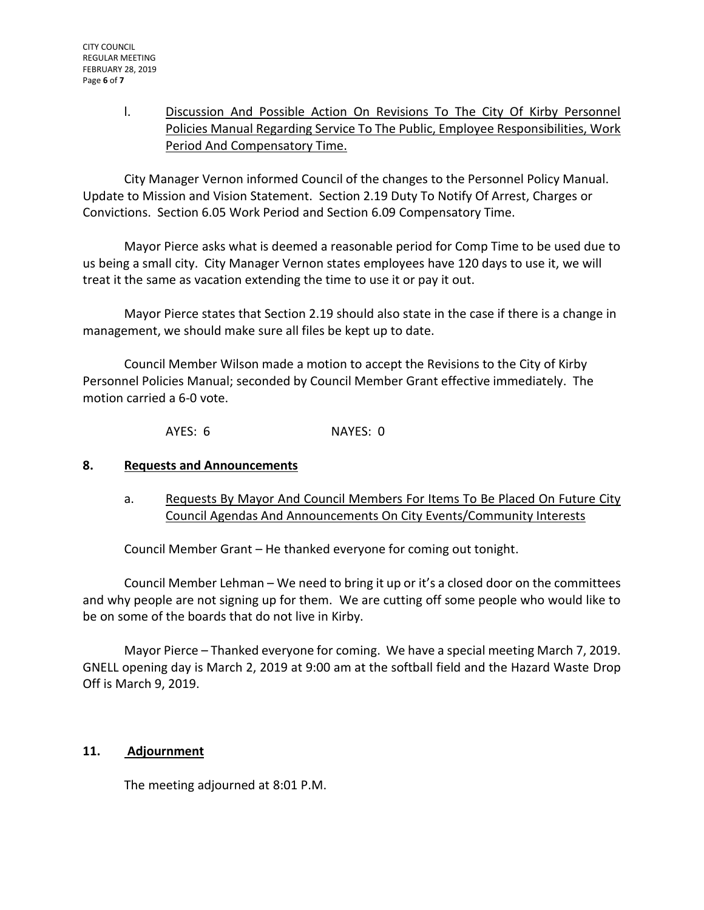l. Discussion And Possible Action On Revisions To The City Of Kirby Personnel Policies Manual Regarding Service To The Public, Employee Responsibilities, Work Period And Compensatory Time.

City Manager Vernon informed Council of the changes to the Personnel Policy Manual. Update to Mission and Vision Statement. Section 2.19 Duty To Notify Of Arrest, Charges or Convictions. Section 6.05 Work Period and Section 6.09 Compensatory Time.

Mayor Pierce asks what is deemed a reasonable period for Comp Time to be used due to us being a small city. City Manager Vernon states employees have 120 days to use it, we will treat it the same as vacation extending the time to use it or pay it out.

Mayor Pierce states that Section 2.19 should also state in the case if there is a change in management, we should make sure all files be kept up to date.

Council Member Wilson made a motion to accept the Revisions to the City of Kirby Personnel Policies Manual; seconded by Council Member Grant effective immediately. The motion carried a 6-0 vote.

AYES: 6 NAYES: 0

## 8. Requests and Announcements

a. Requests By Mayor And Council Members For Items To Be Placed On Future City Council Agendas And Announcements On City Events/Community Interests

Council Member Grant – He thanked everyone for coming out tonight.

Council Member Lehman – We need to bring it up or it's a closed door on the committees and why people are not signing up for them. We are cutting off some people who would like to be on some of the boards that do not live in Kirby.

Mayor Pierce – Thanked everyone for coming. We have a special meeting March 7, 2019. GNELL opening day is March 2, 2019 at 9:00 am at the softball field and the Hazard Waste Drop Off is March 9, 2019.

## 11. Adjournment

The meeting adjourned at 8:01 P.M.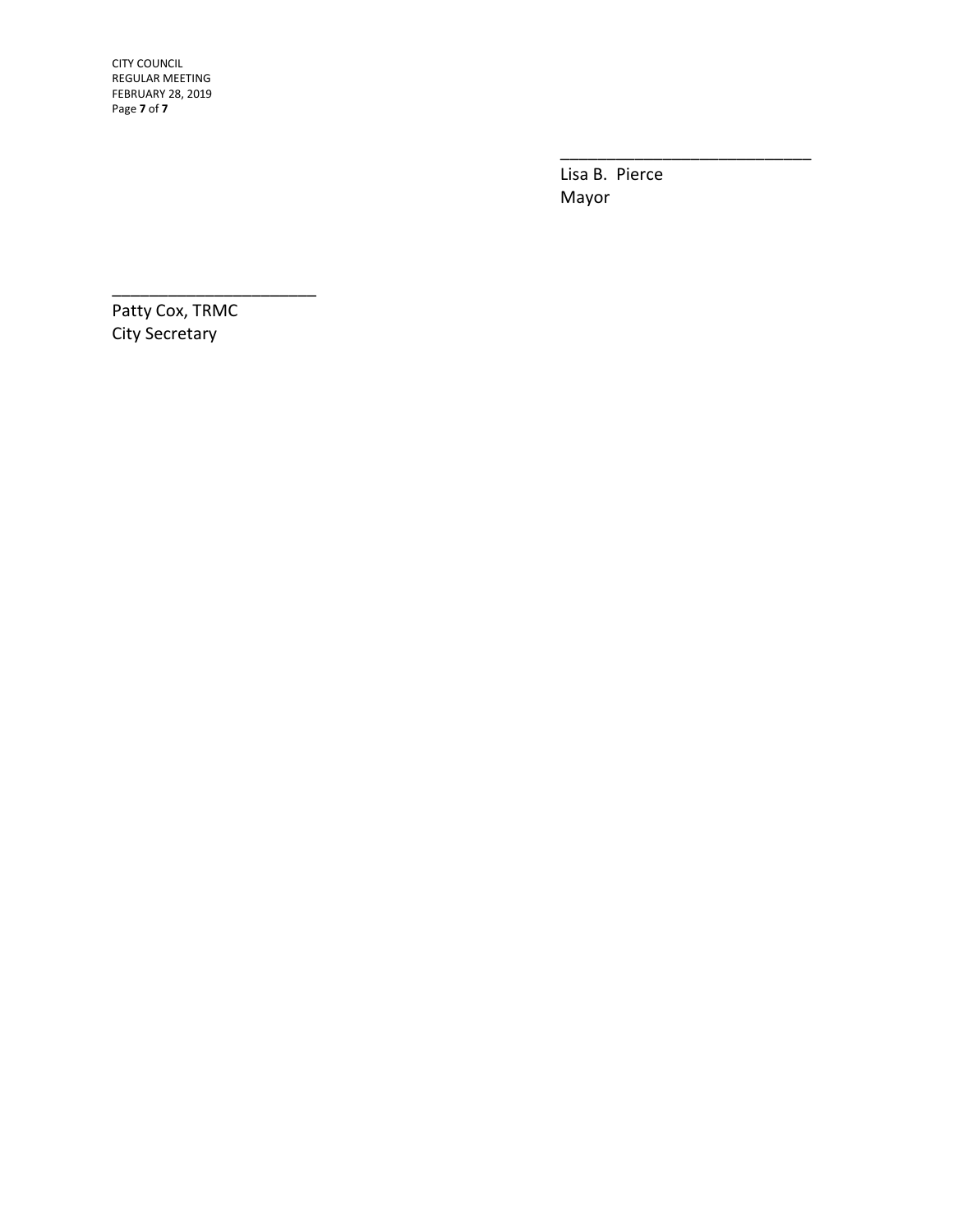\_\_\_\_\_\_\_\_\_\_\_\_\_\_\_\_\_\_\_\_\_\_\_\_\_\_\_\_\_\_\_

Lisa B. Pierce
Mayor

\_\_\_\_\_\_\_\_\_\_\_\_\_\_\_\_\_\_\_\_\_\_\_\_\_\_\_

Patty Cox, TRMC
City Secretary